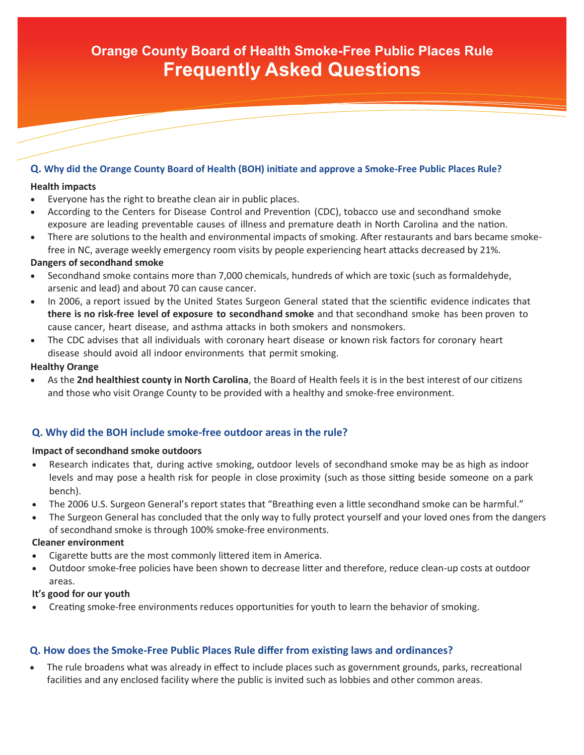# Orange County Board of Health Smoke-Free Public Places Rule
# Frequently Asked Questions

## Q. Why did the Orange County Board of Health (BOH) initiate and approve a Smoke-Free Public Places Rule?

**Health impacts**

- Everyone has the right to breathe clean air in public places.
- According to the Centers for Disease Control and Prevention (CDC), tobacco use and secondhand smoke exposure are leading preventable causes of illness and premature death in North Carolina and the nation.
- There are solutions to the health and environmental impacts of smoking. After restaurants and bars became smoke-free in NC, average weekly emergency room visits by people experiencing heart attacks decreased by 21%.

**Dangers of secondhand smoke**

- Secondhand smoke contains more than 7,000 chemicals, hundreds of which are toxic (such as formaldehyde, arsenic and lead) and about 70 can cause cancer.
- In 2006, a report issued by the United States Surgeon General stated that the scientific evidence indicates that **there is no risk-free level of exposure to secondhand smoke** and that secondhand smoke has been proven to cause cancer, heart disease, and asthma attacks in both smokers and nonsmokers.
- The CDC advises that all individuals with coronary heart disease or known risk factors for coronary heart disease should avoid all indoor environments that permit smoking.

**Healthy Orange**

- As the **2nd healthiest county in North Carolina**, the Board of Health feels it is in the best interest of our citizens and those who visit Orange County to be provided with a healthy and smoke-free environment.

## Q. Why did the BOH include smoke-free outdoor areas in the rule?

**Impact of secondhand smoke outdoors**

- Research indicates that, during active smoking, outdoor levels of secondhand smoke may be as high as indoor levels and may pose a health risk for people in close proximity (such as those sitting beside someone on a park bench).
- The 2006 U.S. Surgeon General's report states that "Breathing even a little secondhand smoke can be harmful."
- The Surgeon General has concluded that the only way to fully protect yourself and your loved ones from the dangers of secondhand smoke is through 100% smoke-free environments.

**Cleaner environment**

- Cigarette butts are the most commonly littered item in America.
- Outdoor smoke-free policies have been shown to decrease litter and therefore, reduce clean-up costs at outdoor areas.

**It's good for our youth**

- Creating smoke-free environments reduces opportunities for youth to learn the behavior of smoking.

## Q. How does the Smoke-Free Public Places Rule differ from existing laws and ordinances?

- The rule broadens what was already in effect to include places such as government grounds, parks, recreational facilities and any enclosed facility where the public is invited such as lobbies and other common areas.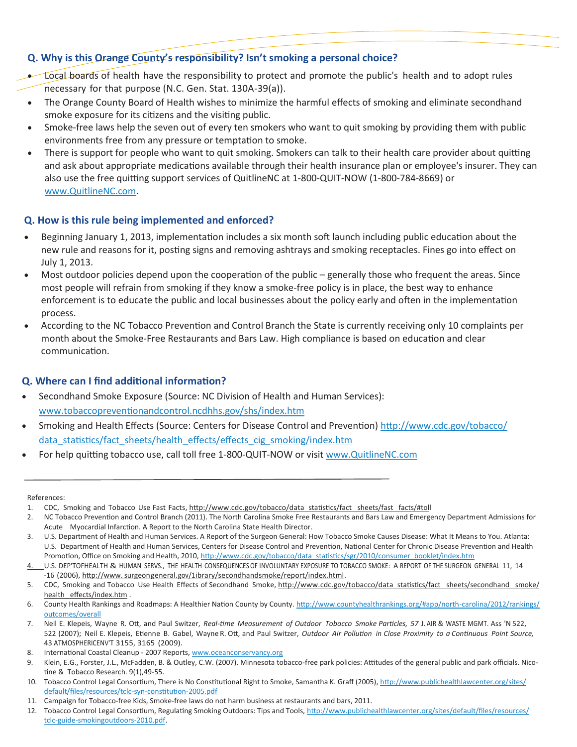## Q. Why is this Orange County's responsibility? Isn't smoking a personal choice?

- Local boards of health have the responsibility to protect and promote the public's health and to adopt rules necessary for that purpose (N.C. Gen. Stat. 130A-39(a)).
- The Orange County Board of Health wishes to minimize the harmful effects of smoking and eliminate secondhand smoke exposure for its citizens and the visiting public.
- Smoke-free laws help the seven out of every ten smokers who want to quit smoking by providing them with public environments free from any pressure or temptation to smoke.
- There is support for people who want to quit smoking. Smokers can talk to their health care provider about quitting and ask about appropriate medications available through their health insurance plan or employee's insurer. They can also use the free quitting support services of QuitlineNC at 1-800-QUIT-NOW (1-800-784-8669) or www.QuitlineNC.com.

## Q. How is this rule being implemented and enforced?

- Beginning January 1, 2013, implementation includes a six month soft launch including public education about the new rule and reasons for it, posting signs and removing ashtrays and smoking receptacles. Fines go into effect on July 1, 2013.
- Most outdoor policies depend upon the cooperation of the public – generally those who frequent the areas. Since most people will refrain from smoking if they know a smoke-free policy is in place, the best way to enhance enforcement is to educate the public and local businesses about the policy early and often in the implementation process.
- According to the NC Tobacco Prevention and Control Branch the State is currently receiving only 10 complaints per month about the Smoke-Free Restaurants and Bars Law. High compliance is based on education and clear communication.

## Q. Where can I find additional information?

- Secondhand Smoke Exposure (Source: NC Division of Health and Human Services): www.tobaccopreventionandcontrol.ncdhhs.gov/shs/index.htm
- Smoking and Health Effects (Source: Centers for Disease Control and Prevention) http://www.cdc.gov/tobacco/data_statistics/fact_sheets/health_effects/effects_cig_smoking/index.htm
- For help quitting tobacco use, call toll free 1-800-QUIT-NOW or visit www.QuitlineNC.com

---

References:

1. CDC, Smoking and Tobacco Use Fast Facts, http://www.cdc.gov/tobacco/data_statistics/fact_sheets/fast_facts/#toll
2. NC Tobacco Prevention and Control Branch (2011). The North Carolina Smoke Free Restaurants and Bars Law and Emergency Department Admissions for Acute Myocardial Infarction. A Report to the North Carolina State Health Director.
3. U.S. Department of Health and Human Services. A Report of the Surgeon General: How Tobacco Smoke Causes Disease: What It Means to You. Atlanta: U.S. Department of Health and Human Services, Centers for Disease Control and Prevention, National Center for Chronic Disease Prevention and Health Promotion, Office on Smoking and Health, 2010, http://www.cdc.gov/tobacco/data_statistics/sgr/2010/consumer_booklet/index.htm
4. U.S. DEP'TOFHEALTH & HUMAN SERVS., THE HEALTH CONSEQUENCES OF INVOLUNTARY EXPOSURE TO TOBACCO SMOKE: A REPORT OF THE SURGEON GENERAL 11, 14-16 (2006), http://www.surgeongeneral.gov/1ibrary/secondhandsmoke/report/index.html.
5. CDC, Smoking and Tobacco Use Health Effects of Secondhand Smoke, http://www.cdc.gov/tobacco/data_statistics/fact_sheets/secondhand_smoke/health_effects/index.htm .
6. County Health Rankings and Roadmaps: A Healthier Nation County by County. http://www.countyhealthrankings.org/#app/north-carolina/2012/rankings/outcomes/overall
7. Neil E. Klepeis, Wayne R. Ott, and Paul Switzer, *Real-time Measurement of Outdoor Tobacco Smoke Particles, 57* J. AIR & WASTE MGMT. Ass 'N 522, 522 (2007); Neil E. Klepeis, Etienne B. Gabel, Wayne R. Ott, and Paul Switzer, *Outdoor Air Pollution in Close Proximity to a Continuous Point Source,* 43 ATMOSPHERICENV'T 3155, 3165 (2009).
8. International Coastal Cleanup - 2007 Reports, www.oceanconservancy.org
9. Klein, E.G., Forster, J.L., McFadden, B. & Outley, C.W. (2007). Minnesota tobacco-free park policies: Attitudes of the general public and park officials. Nicotine & Tobacco Research. 9(1),49-55.
10. Tobacco Control Legal Consortium, There is No Constitutional Right to Smoke, Samantha K. Graff (2005), http://www.publichealthlawcenter.org/sites/default/files/resources/tclc-syn-constitution-2005.pdf
11. Campaign for Tobacco-free Kids, Smoke-free laws do not harm business at restaurants and bars, 2011.
12. Tobacco Control Legal Consortium, Regulating Smoking Outdoors: Tips and Tools, http://www.publichealthlawcenter.org/sites/default/files/resources/tclc-guide-smokingoutdoors-2010.pdf.